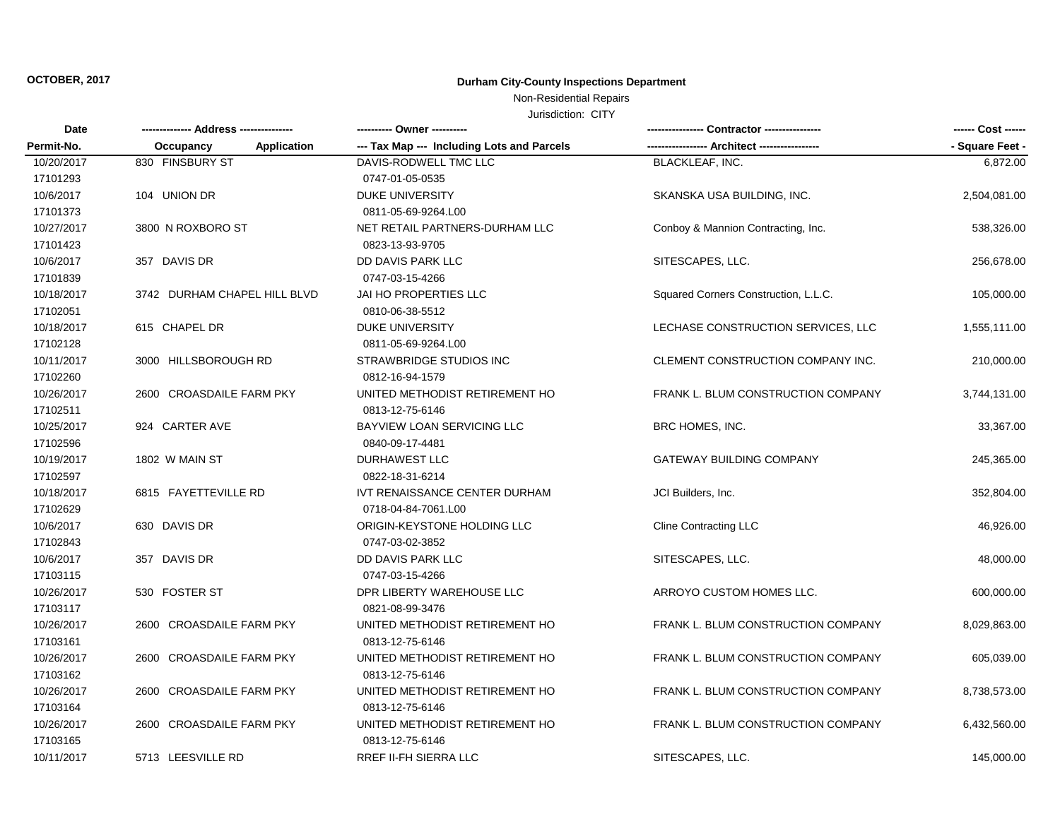**OCTOBER, 2017**

## Durham City-County Inspections Department

Non-Residential Repairs

Jurisdiction: CITY

| Date / Permit-No. | Address / Occupancy Application | Owner / Tax Map --- Including Lots and Parcels | Contractor / Architect | Cost / Square Feet |
|---|---|---|---|---|
| 10/20/2017<br>17101293 | 830 FINSBURY ST | DAVIS-RODWELL TMC LLC<br>0747-01-05-0535 | BLACKLEAF, INC. | 6,872.00 |
| 10/6/2017<br>17101373 | 104 UNION DR | DUKE UNIVERSITY<br>0811-05-69-9264.L00 | SKANSKA USA BUILDING, INC. | 2,504,081.00 |
| 10/27/2017<br>17101423 | 3800 N ROXBORO ST | NET RETAIL PARTNERS-DURHAM LLC<br>0823-13-93-9705 | Conboy & Mannion Contracting, Inc. | 538,326.00 |
| 10/6/2017<br>17101839 | 357 DAVIS DR | DD DAVIS PARK LLC<br>0747-03-15-4266 | SITESCAPES, LLC. | 256,678.00 |
| 10/18/2017<br>17102051 | 3742 DURHAM CHAPEL HILL BLVD | JAI HO PROPERTIES LLC<br>0810-06-38-5512 | Squared Corners Construction, L.L.C. | 105,000.00 |
| 10/18/2017<br>17102128 | 615 CHAPEL DR | DUKE UNIVERSITY<br>0811-05-69-9264.L00 | LECHASE CONSTRUCTION SERVICES, LLC | 1,555,111.00 |
| 10/11/2017<br>17102260 | 3000 HILLSBOROUGH RD | STRAWBRIDGE STUDIOS INC<br>0812-16-94-1579 | CLEMENT CONSTRUCTION COMPANY INC. | 210,000.00 |
| 10/26/2017<br>17102511 | 2600 CROASDAILE FARM PKY | UNITED METHODIST RETIREMENT HO<br>0813-12-75-6146 | FRANK L. BLUM CONSTRUCTION COMPANY | 3,744,131.00 |
| 10/25/2017<br>17102596 | 924 CARTER AVE | BAYVIEW LOAN SERVICING LLC<br>0840-09-17-4481 | BRC HOMES, INC. | 33,367.00 |
| 10/19/2017<br>17102597 | 1802 W MAIN ST | DURHAWEST LLC<br>0822-18-31-6214 | GATEWAY BUILDING COMPANY | 245,365.00 |
| 10/18/2017<br>17102629 | 6815 FAYETTEVILLE RD | IVT RENAISSANCE CENTER DURHAM<br>0718-04-84-7061.L00 | JCI Builders, Inc. | 352,804.00 |
| 10/6/2017<br>17102843 | 630 DAVIS DR | ORIGIN-KEYSTONE HOLDING LLC<br>0747-03-02-3852 | Cline Contracting LLC | 46,926.00 |
| 10/6/2017<br>17103115 | 357 DAVIS DR | DD DAVIS PARK LLC<br>0747-03-15-4266 | SITESCAPES, LLC. | 48,000.00 |
| 10/26/2017<br>17103117 | 530 FOSTER ST | DPR LIBERTY WAREHOUSE LLC<br>0821-08-99-3476 | ARROYO CUSTOM HOMES LLC. | 600,000.00 |
| 10/26/2017<br>17103161 | 2600 CROASDAILE FARM PKY | UNITED METHODIST RETIREMENT HO<br>0813-12-75-6146 | FRANK L. BLUM CONSTRUCTION COMPANY | 8,029,863.00 |
| 10/26/2017<br>17103162 | 2600 CROASDAILE FARM PKY | UNITED METHODIST RETIREMENT HO<br>0813-12-75-6146 | FRANK L. BLUM CONSTRUCTION COMPANY | 605,039.00 |
| 10/26/2017<br>17103164 | 2600 CROASDAILE FARM PKY | UNITED METHODIST RETIREMENT HO<br>0813-12-75-6146 | FRANK L. BLUM CONSTRUCTION COMPANY | 8,738,573.00 |
| 10/26/2017<br>17103165 | 2600 CROASDAILE FARM PKY | UNITED METHODIST RETIREMENT HO<br>0813-12-75-6146 | FRANK L. BLUM CONSTRUCTION COMPANY | 6,432,560.00 |
| 10/11/2017 | 5713 LEESVILLE RD | RREF II-FH SIERRA LLC | SITESCAPES, LLC. | 145,000.00 |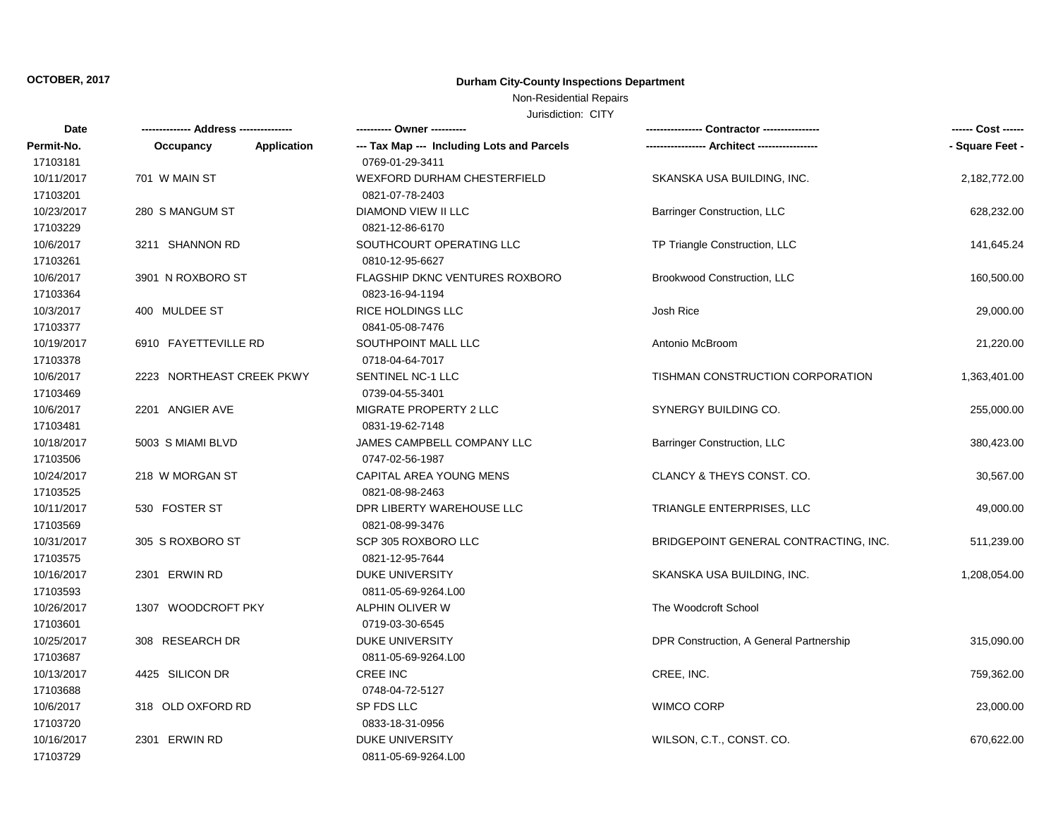OCTOBER, 2017

**Durham City-County Inspections Department**

Non-Residential Repairs

Jurisdiction: CITY

| Date | ------------- Address -------------- | | ---------- Owner ---------- | --------------- Contractor --------------- | ------ Cost ------ |
|---|---|---|---|---|---|
| Permit-No. | Occupancy | Application | --- Tax Map --- Including Lots and Parcels | ----------------- Architect ----------------- | - Square Feet - |
| 17103181 | | | 0769-01-29-3411 | | |
| 10/11/2017 | 701 W MAIN ST | | WEXFORD DURHAM CHESTERFIELD | SKANSKA USA BUILDING, INC. | 2,182,772.00 |
| 17103201 | | | 0821-07-78-2403 | | |
| 10/23/2017 | 280 S MANGUM ST | | DIAMOND VIEW II LLC | Barringer Construction, LLC | 628,232.00 |
| 17103229 | | | 0821-12-86-6170 | | |
| 10/6/2017 | 3211 SHANNON RD | | SOUTHCOURT OPERATING LLC | TP Triangle Construction, LLC | 141,645.24 |
| 17103261 | | | 0810-12-95-6627 | | |
| 10/6/2017 | 3901 N ROXBORO ST | | FLAGSHIP DKNC VENTURES ROXBORO | Brookwood Construction, LLC | 160,500.00 |
| 17103364 | | | 0823-16-94-1194 | | |
| 10/3/2017 | 400 MULDEE ST | | RICE HOLDINGS LLC | Josh Rice | 29,000.00 |
| 17103377 | | | 0841-05-08-7476 | | |
| 10/19/2017 | 6910 FAYETTEVILLE RD | | SOUTHPOINT MALL LLC | Antonio McBroom | 21,220.00 |
| 17103378 | | | 0718-04-64-7017 | | |
| 10/6/2017 | 2223 NORTHEAST CREEK PKWY | | SENTINEL NC-1 LLC | TISHMAN CONSTRUCTION CORPORATION | 1,363,401.00 |
| 17103469 | | | 0739-04-55-3401 | | |
| 10/6/2017 | 2201 ANGIER AVE | | MIGRATE PROPERTY 2 LLC | SYNERGY BUILDING CO. | 255,000.00 |
| 17103481 | | | 0831-19-62-7148 | | |
| 10/18/2017 | 5003 S MIAMI BLVD | | JAMES CAMPBELL COMPANY LLC | Barringer Construction, LLC | 380,423.00 |
| 17103506 | | | 0747-02-56-1987 | | |
| 10/24/2017 | 218 W MORGAN ST | | CAPITAL AREA YOUNG MENS | CLANCY & THEYS CONST. CO. | 30,567.00 |
| 17103525 | | | 0821-08-98-2463 | | |
| 10/11/2017 | 530 FOSTER ST | | DPR LIBERTY WAREHOUSE LLC | TRIANGLE ENTERPRISES, LLC | 49,000.00 |
| 17103569 | | | 0821-08-99-3476 | | |
| 10/31/2017 | 305 S ROXBORO ST | | SCP 305 ROXBORO LLC | BRIDGEPOINT GENERAL CONTRACTING, INC. | 511,239.00 |
| 17103575 | | | 0821-12-95-7644 | | |
| 10/16/2017 | 2301 ERWIN RD | | DUKE UNIVERSITY | SKANSKA USA BUILDING, INC. | 1,208,054.00 |
| 17103593 | | | 0811-05-69-9264.L00 | | |
| 10/26/2017 | 1307 WOODCROFT PKY | | ALPHIN OLIVER W | The Woodcroft School | |
| 17103601 | | | 0719-03-30-6545 | | |
| 10/25/2017 | 308 RESEARCH DR | | DUKE UNIVERSITY | DPR Construction, A General Partnership | 315,090.00 |
| 17103687 | | | 0811-05-69-9264.L00 | | |
| 10/13/2017 | 4425 SILICON DR | | CREE INC | CREE, INC. | 759,362.00 |
| 17103688 | | | 0748-04-72-5127 | | |
| 10/6/2017 | 318 OLD OXFORD RD | | SP FDS LLC | WIMCO CORP | 23,000.00 |
| 17103720 | | | 0833-18-31-0956 | | |
| 10/16/2017 | 2301 ERWIN RD | | DUKE UNIVERSITY | WILSON, C.T., CONST. CO. | 670,622.00 |
| 17103729 | | | 0811-05-69-9264.L00 | | |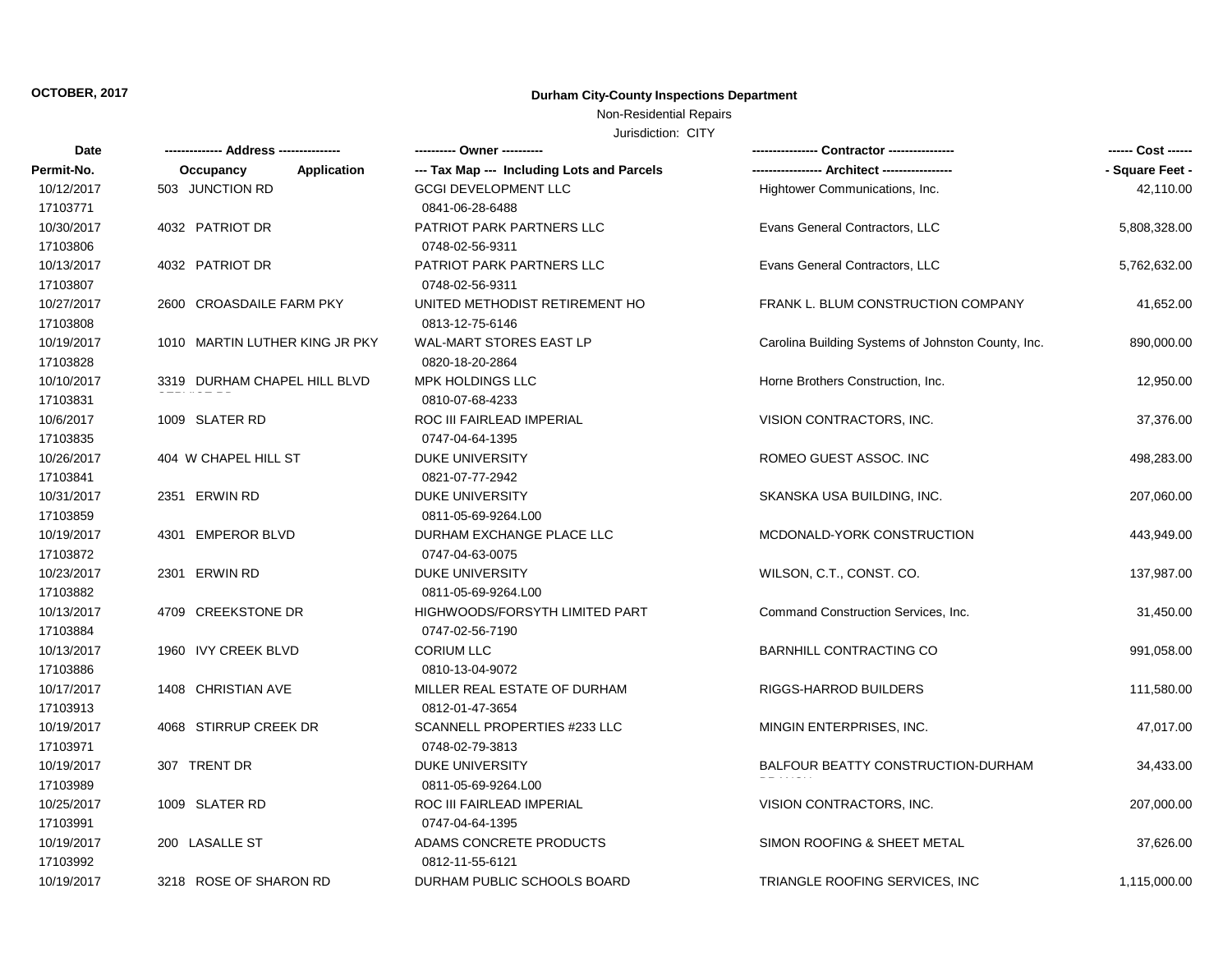**OCTOBER, 2017**

# Durham City-County Inspections Department

Non-Residential Repairs

Jurisdiction: CITY

| Date / Permit-No. | Address / Occupancy Application | Owner / Tax Map Including Lots and Parcels | Contractor / Architect | Cost / Square Feet |
|---|---|---|---|---|
| 10/12/2017<br>17103771 | 503 JUNCTION RD | GCGI DEVELOPMENT LLC<br>0841-06-28-6488 | Hightower Communications, Inc. | 42,110.00 |
| 10/30/2017<br>17103806 | 4032 PATRIOT DR | PATRIOT PARK PARTNERS LLC<br>0748-02-56-9311 | Evans General Contractors, LLC | 5,808,328.00 |
| 10/13/2017<br>17103807 | 4032 PATRIOT DR | PATRIOT PARK PARTNERS LLC<br>0748-02-56-9311 | Evans General Contractors, LLC | 5,762,632.00 |
| 10/27/2017<br>17103808 | 2600 CROASDAILE FARM PKY | UNITED METHODIST RETIREMENT HO<br>0813-12-75-6146 | FRANK L. BLUM CONSTRUCTION COMPANY | 41,652.00 |
| 10/19/2017<br>17103828 | 1010 MARTIN LUTHER KING JR PKY | WAL-MART STORES EAST LP<br>0820-18-20-2864 | Carolina Building Systems of Johnston County, Inc. | 890,000.00 |
| 10/10/2017<br>17103831 | 3319 DURHAM CHAPEL HILL BLVD | MPK HOLDINGS LLC<br>0810-07-68-4233 | Horne Brothers Construction, Inc. | 12,950.00 |
| 10/6/2017<br>17103835 | 1009 SLATER RD | ROC III FAIRLEAD IMPERIAL<br>0747-04-64-1395 | VISION CONTRACTORS, INC. | 37,376.00 |
| 10/26/2017<br>17103841 | 404 W CHAPEL HILL ST | DUKE UNIVERSITY<br>0821-07-77-2942 | ROMEO GUEST ASSOC. INC | 498,283.00 |
| 10/31/2017<br>17103859 | 2351 ERWIN RD | DUKE UNIVERSITY<br>0811-05-69-9264.L00 | SKANSKA USA BUILDING, INC. | 207,060.00 |
| 10/19/2017<br>17103872 | 4301 EMPEROR BLVD | DURHAM EXCHANGE PLACE LLC<br>0747-04-63-0075 | MCDONALD-YORK CONSTRUCTION | 443,949.00 |
| 10/23/2017<br>17103882 | 2301 ERWIN RD | DUKE UNIVERSITY<br>0811-05-69-9264.L00 | WILSON, C.T., CONST. CO. | 137,987.00 |
| 10/13/2017<br>17103884 | 4709 CREEKSTONE DR | HIGHWOODS/FORSYTH LIMITED PART<br>0747-02-56-7190 | Command Construction Services, Inc. | 31,450.00 |
| 10/13/2017<br>17103886 | 1960 IVY CREEK BLVD | CORIUM LLC<br>0810-13-04-9072 | BARNHILL CONTRACTING CO | 991,058.00 |
| 10/17/2017<br>17103913 | 1408 CHRISTIAN AVE | MILLER REAL ESTATE OF DURHAM<br>0812-01-47-3654 | RIGGS-HARROD BUILDERS | 111,580.00 |
| 10/19/2017<br>17103971 | 4068 STIRRUP CREEK DR | SCANNELL PROPERTIES #233 LLC<br>0748-02-79-3813 | MINGIN ENTERPRISES, INC. | 47,017.00 |
| 10/19/2017<br>17103989 | 307 TRENT DR | DUKE UNIVERSITY<br>0811-05-69-9264.L00 | BALFOUR BEATTY CONSTRUCTION-DURHAM BRANCH | 34,433.00 |
| 10/25/2017<br>17103991 | 1009 SLATER RD | ROC III FAIRLEAD IMPERIAL<br>0747-04-64-1395 | VISION CONTRACTORS, INC. | 207,000.00 |
| 10/19/2017<br>17103992 | 200 LASALLE ST | ADAMS CONCRETE PRODUCTS<br>0812-11-55-6121 | SIMON ROOFING & SHEET METAL | 37,626.00 |
| 10/19/2017 | 3218 ROSE OF SHARON RD | DURHAM PUBLIC SCHOOLS BOARD | TRIANGLE ROOFING SERVICES, INC | 1,115,000.00 |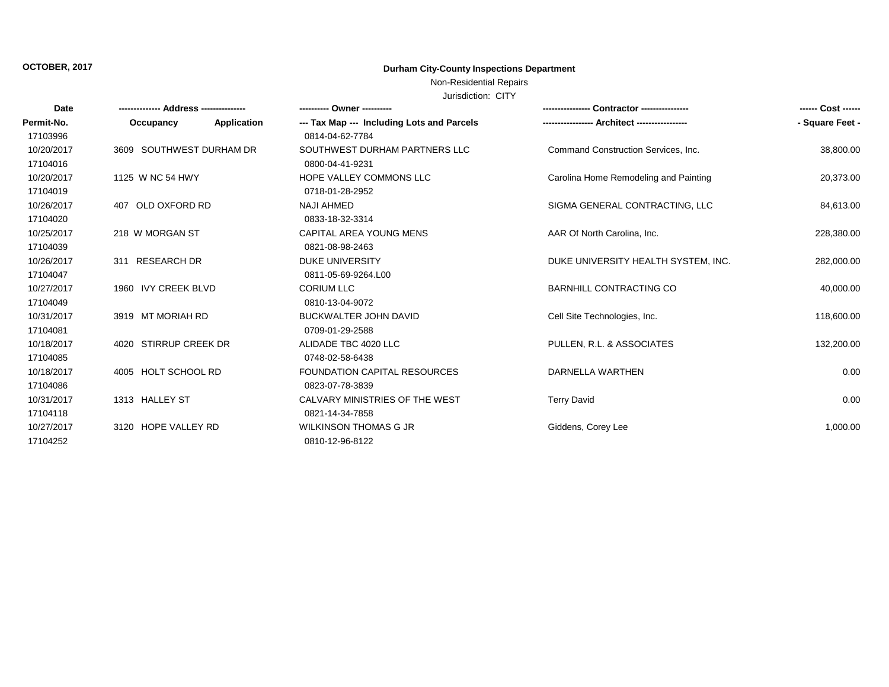**OCTOBER, 2017**

## Durham City-County Inspections Department

Non-Residential Repairs

Jurisdiction: CITY

| Date | ------------- Address -------------- | ---------- Owner ---------- | --------------- Contractor --------------- | ------ Cost ------ |
|---|---|---|---|---|
| Permit-No. | Occupancy Application | --- Tax Map --- Including Lots and Parcels | ---------------- Architect ---------------- | - Square Feet - |
| 17103996 | | 0814-04-62-7784 | | |
| 10/20/2017 | 3609 SOUTHWEST DURHAM DR | SOUTHWEST DURHAM PARTNERS LLC | Command Construction Services, Inc. | 38,800.00 |
| 17104016 | | 0800-04-41-9231 | | |
| 10/20/2017 | 1125 W NC 54 HWY | HOPE VALLEY COMMONS LLC | Carolina Home Remodeling and Painting | 20,373.00 |
| 17104019 | | 0718-01-28-2952 | | |
| 10/26/2017 | 407 OLD OXFORD RD | NAJI AHMED | SIGMA GENERAL CONTRACTING, LLC | 84,613.00 |
| 17104020 | | 0833-18-32-3314 | | |
| 10/25/2017 | 218 W MORGAN ST | CAPITAL AREA YOUNG MENS | AAR Of North Carolina, Inc. | 228,380.00 |
| 17104039 | | 0821-08-98-2463 | | |
| 10/26/2017 | 311 RESEARCH DR | DUKE UNIVERSITY | DUKE UNIVERSITY HEALTH SYSTEM, INC. | 282,000.00 |
| 17104047 | | 0811-05-69-9264.L00 | | |
| 10/27/2017 | 1960 IVY CREEK BLVD | CORIUM LLC | BARNHILL CONTRACTING CO | 40,000.00 |
| 17104049 | | 0810-13-04-9072 | | |
| 10/31/2017 | 3919 MT MORIAH RD | BUCKWALTER JOHN DAVID | Cell Site Technologies, Inc. | 118,600.00 |
| 17104081 | | 0709-01-29-2588 | | |
| 10/18/2017 | 4020 STIRRUP CREEK DR | ALIDADE TBC 4020 LLC | PULLEN, R.L. & ASSOCIATES | 132,200.00 |
| 17104085 | | 0748-02-58-6438 | | |
| 10/18/2017 | 4005 HOLT SCHOOL RD | FOUNDATION CAPITAL RESOURCES | DARNELLA WARTHEN | 0.00 |
| 17104086 | | 0823-07-78-3839 | | |
| 10/31/2017 | 1313 HALLEY ST | CALVARY MINISTRIES OF THE WEST | Terry David | 0.00 |
| 17104118 | | 0821-14-34-7858 | | |
| 10/27/2017 | 3120 HOPE VALLEY RD | WILKINSON THOMAS G JR | Giddens, Corey Lee | 1,000.00 |
| 17104252 | | 0810-12-96-8122 | | |